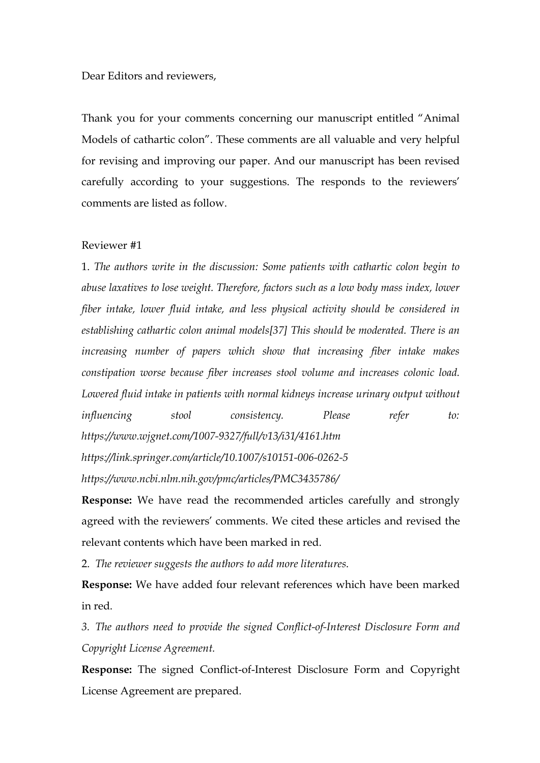Dear Editors and reviewers,

Thank you for your comments concerning our manuscript entitled "Animal Models of cathartic colon". These comments are all valuable and very helpful for revising and improving our paper. And our manuscript has been revised carefully according to your suggestions. The responds to the reviewers' comments are listed as follow.

Reviewer #1

1. *The authors write in the discussion: Some patients with cathartic colon begin to abuse laxatives to lose weight. Therefore, factors such as a low body mass index, lower fiber intake, lower fluid intake, and less physical activity should be considered in establishing cathartic colon animal models[37] This should be moderated. There is an increasing number of papers which show that increasing fiber intake makes constipation worse because fiber increases stool volume and increases colonic load. Lowered fluid intake in patients with normal kidneys increase urinary output without influencing stool consistency. Please refer to: https://www.wjgnet.com/1007-9327/full/v13/i31/4161.htm https://link.springer.com/article/10.1007/s10151-006-0262-5 https://www.ncbi.nlm.nih.gov/pmc/articles/PMC3435786/*

**Response:** We have read the recommended articles carefully and strongly agreed with the reviewers' comments. We cited these articles and revised the relevant contents which have been marked in red.

2. *The reviewer suggests the authors to add more literatures.*

**Response:** We have added four relevant references which have been marked in red.

3. *The authors need to provide the signed Conflict-of-Interest Disclosure Form and Copyright License Agreement.*

**Response:** The signed Conflict-of-Interest Disclosure Form and Copyright License Agreement are prepared.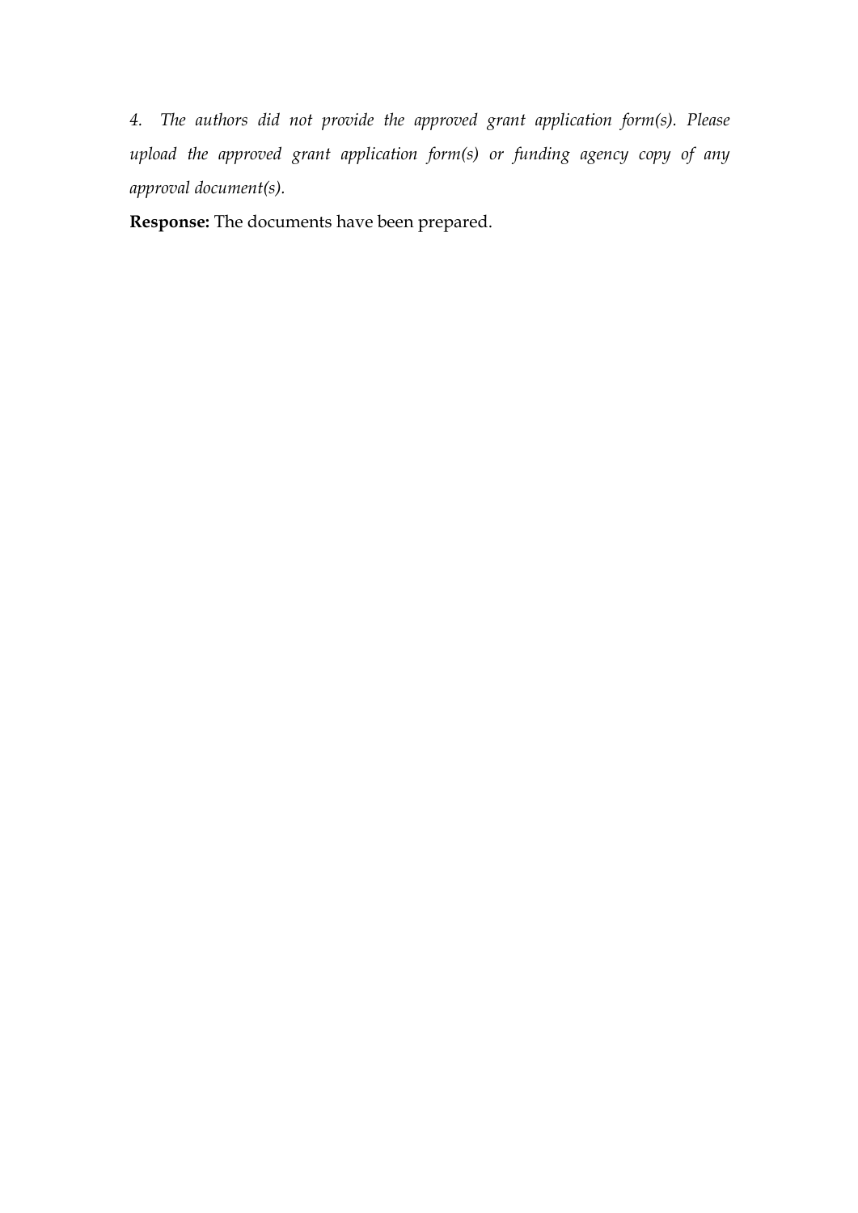*4. The authors did not provide the approved grant application form(s). Please upload the approved grant application form(s) or funding agency copy of any approval document(s).*

**Response:** The documents have been prepared.